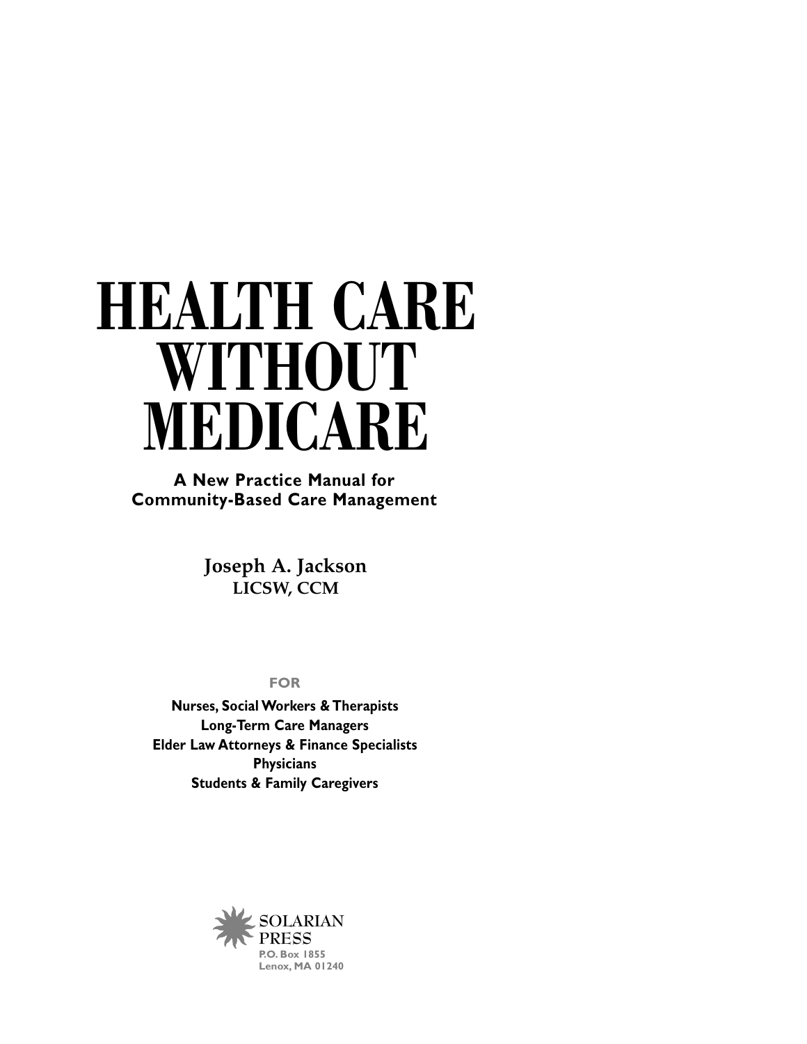# HEALTH CARE WITHOUT MEDICARE

**A New Practice Manual for Community-Based Care Management**

**Joseph A. Jackson**
**LICSW, CCM**

FOR

**Nurses, Social Workers & Therapists**
**Long-Term Care Managers**
**Elder Law Attorneys & Finance Specialists**
**Physicians**
**Students & Family Caregivers**

SOLARIAN PRESS
P.O. Box 1855
Lenox, MA 01240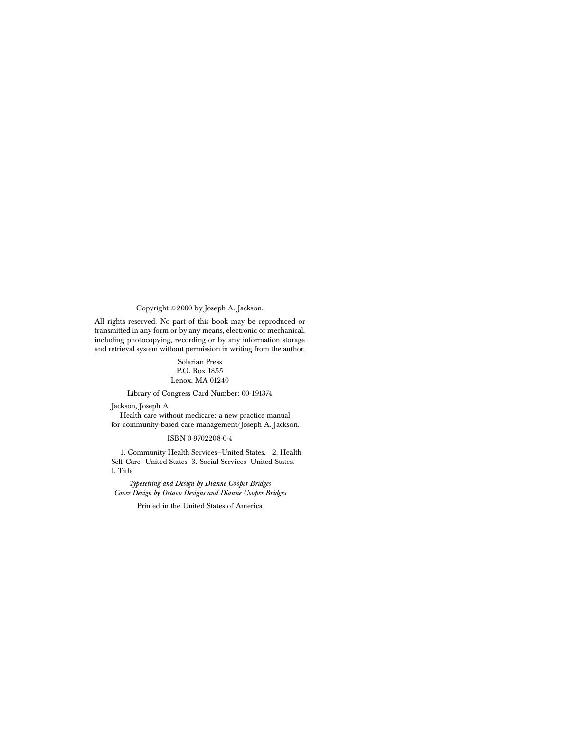Copyright ©2000 by Joseph A. Jackson.

All rights reserved. No part of this book may be reproduced or transmitted in any form or by any means, electronic or mechanical, including photocopying, recording or by any information storage and retrieval system without permission in writing from the author.

Solarian Press
P.O. Box 1855
Lenox, MA 01240

Library of Congress Card Number: 00-191374

Jackson, Joseph A.
Health care without medicare: a new practice manual for community-based care management/Joseph A. Jackson.

ISBN 0-9702208-0-4

1. Community Health Services–United States. 2. Health Self-Care–United States 3. Social Services–United States. I. Title

*Typesetting and Design by Dianne Cooper Bridges*
*Cover Design by Octavo Designs and Dianne Cooper Bridges*

Printed in the United States of America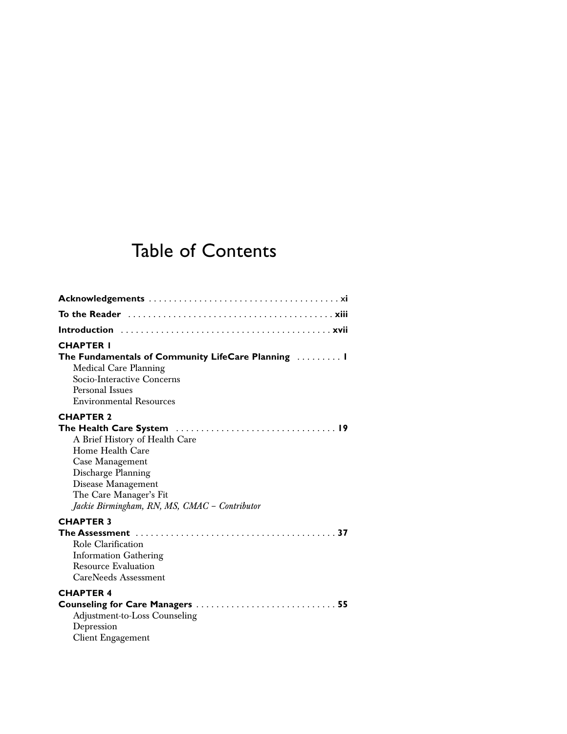# Table of Contents

**Acknowledgements** . . . . . . . . . . . . . . . . . . . . . . . . . . . . . . . . . . . . . **xi**

**To the Reader** . . . . . . . . . . . . . . . . . . . . . . . . . . . . . . . . . . . . . . . **xiii**

**Introduction** . . . . . . . . . . . . . . . . . . . . . . . . . . . . . . . . . . . . . . . . **xvii**

**CHAPTER 1**
**The Fundamentals of Community LifeCare Planning** . . . . . . . . . **1**
- Medical Care Planning
- Socio-Interactive Concerns
- Personal Issues
- Environmental Resources

**CHAPTER 2**
**The Health Care System** . . . . . . . . . . . . . . . . . . . . . . . . . . . . . . . **19**
- A Brief History of Health Care
- Home Health Care
- Case Management
- Discharge Planning
- Disease Management
- The Care Manager's Fit

*Jackie Birmingham, RN, MS, CMAC – Contributor*

**CHAPTER 3**
**The Assessment** . . . . . . . . . . . . . . . . . . . . . . . . . . . . . . . . . . . . . . **37**
- Role Clarification
- Information Gathering
- Resource Evaluation
- CareNeeds Assessment

**CHAPTER 4**
**Counseling for Care Managers** . . . . . . . . . . . . . . . . . . . . . . . . . . . **55**
- Adjustment-to-Loss Counseling
- Depression
- Client Engagement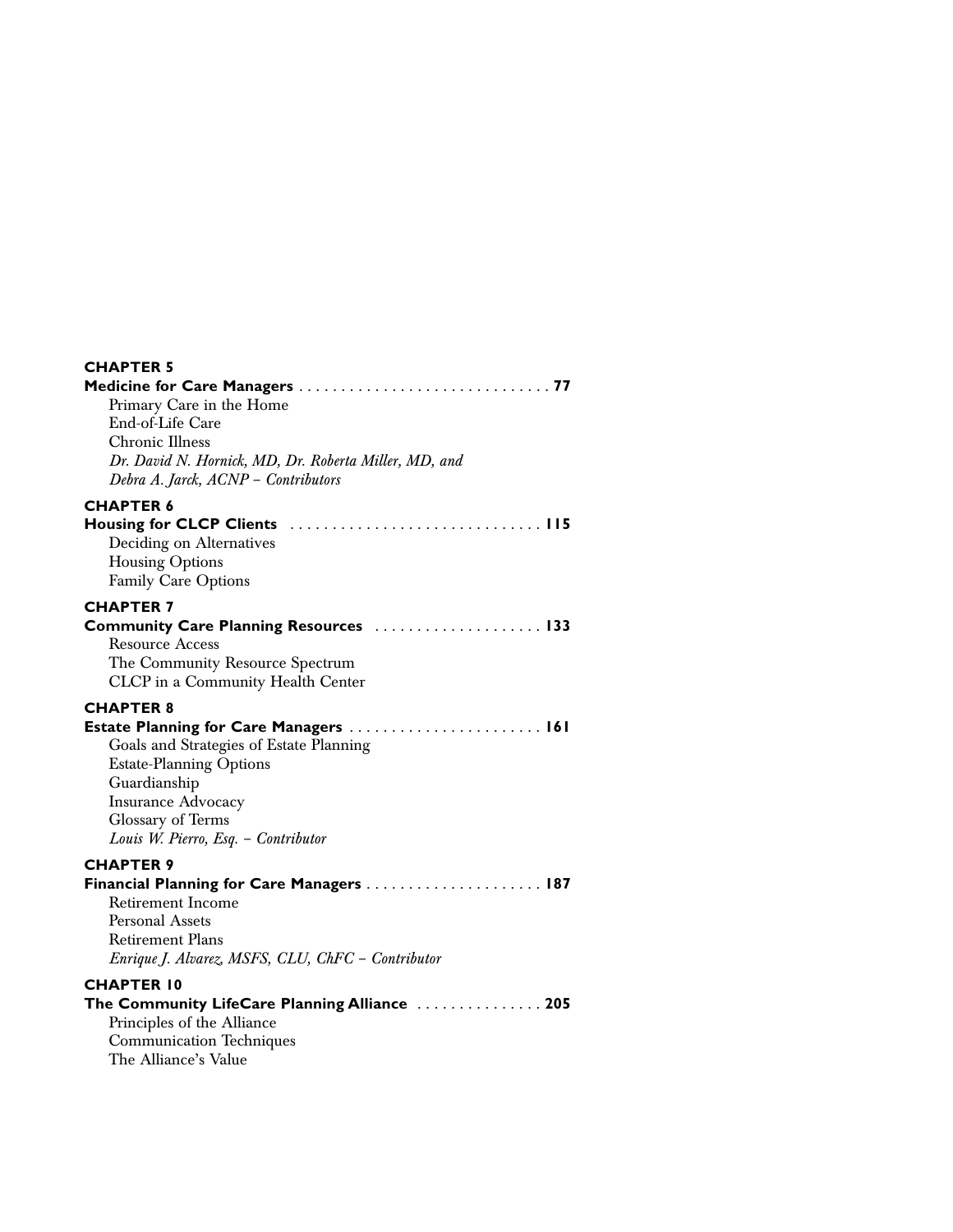**CHAPTER 5**

**Medicine for Care Managers** . . . . . . . . . . . . . . . . . . . . . . . . . . . . . . 77

Primary Care in the Home
End-of-Life Care
Chronic Illness
*Dr. David N. Hornick, MD, Dr. Roberta Miller, MD, and Debra A. Jarck, ACNP – Contributors*

**CHAPTER 6**

**Housing for CLCP Clients** . . . . . . . . . . . . . . . . . . . . . . . . . . . . . . 115

Deciding on Alternatives
Housing Options
Family Care Options

**CHAPTER 7**

**Community Care Planning Resources** . . . . . . . . . . . . . . . . . . . . 133

Resource Access
The Community Resource Spectrum
CLCP in a Community Health Center

**CHAPTER 8**

**Estate Planning for Care Managers** . . . . . . . . . . . . . . . . . . . . . . . 161

Goals and Strategies of Estate Planning
Estate-Planning Options
Guardianship
Insurance Advocacy
Glossary of Terms
*Louis W. Pierro, Esq. – Contributor*

**CHAPTER 9**

**Financial Planning for Care Managers** . . . . . . . . . . . . . . . . . . . . . 187

Retirement Income
Personal Assets
Retirement Plans
*Enrique J. Alvarez, MSFS, CLU, ChFC – Contributor*

**CHAPTER 10**

**The Community LifeCare Planning Alliance** . . . . . . . . . . . . . . . 205

Principles of the Alliance
Communication Techniques
The Alliance's Value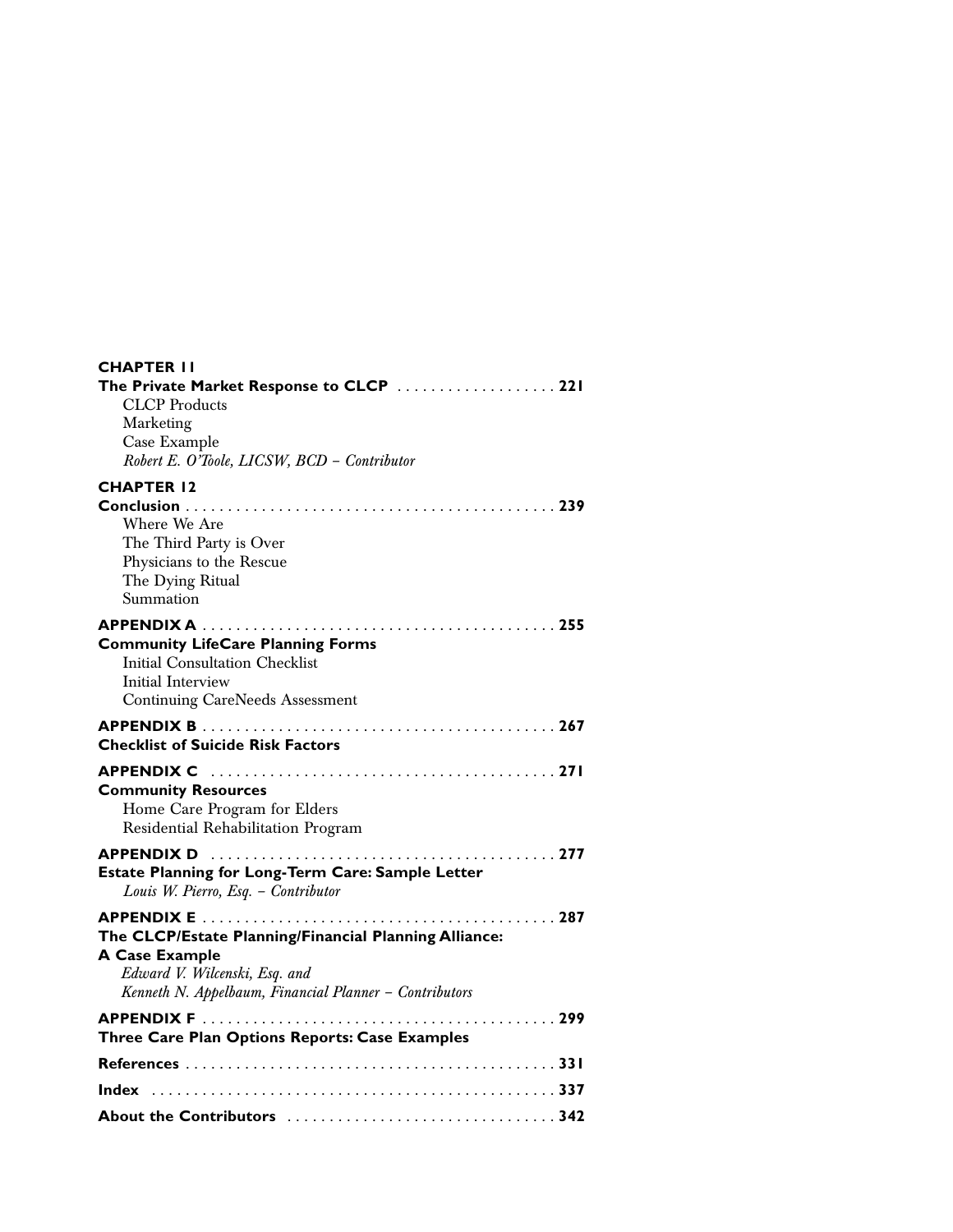**CHAPTER 11**

**The Private Market Response to CLCP** . . . . . . . . . . . . . . . . . . . 221
CLCP Products
Marketing
Case Example
*Robert E. O'Toole, LICSW, BCD – Contributor*

**CHAPTER 12**

**Conclusion** . . . . . . . . . . . . . . . . . . . . . . . . . . . . . . . . . . . . . . . . . . . . 239
Where We Are
The Third Party is Over
Physicians to the Rescue
The Dying Ritual
Summation

**APPENDIX A** . . . . . . . . . . . . . . . . . . . . . . . . . . . . . . . . . . . . . . . . . . 255
**Community LifeCare Planning Forms**
Initial Consultation Checklist
Initial Interview
Continuing CareNeeds Assessment

**APPENDIX B** . . . . . . . . . . . . . . . . . . . . . . . . . . . . . . . . . . . . . . . . . . 267
**Checklist of Suicide Risk Factors**

**APPENDIX C** . . . . . . . . . . . . . . . . . . . . . . . . . . . . . . . . . . . . . . . . . 271
**Community Resources**
Home Care Program for Elders
Residential Rehabilitation Program

**APPENDIX D** . . . . . . . . . . . . . . . . . . . . . . . . . . . . . . . . . . . . . . . . . 277
**Estate Planning for Long-Term Care: Sample Letter**
*Louis W. Pierro, Esq. – Contributor*

**APPENDIX E** . . . . . . . . . . . . . . . . . . . . . . . . . . . . . . . . . . . . . . . . . . 287
**The CLCP/Estate Planning/Financial Planning Alliance: A Case Example**
*Edward V. Wilcenski, Esq. and*
*Kenneth N. Appelbaum, Financial Planner – Contributors*

**APPENDIX F** . . . . . . . . . . . . . . . . . . . . . . . . . . . . . . . . . . . . . . . . . . 299
**Three Care Plan Options Reports: Case Examples**

**References** . . . . . . . . . . . . . . . . . . . . . . . . . . . . . . . . . . . . . . . . . . . 331

**Index** . . . . . . . . . . . . . . . . . . . . . . . . . . . . . . . . . . . . . . . . . . . . . . . 337

**About the Contributors** . . . . . . . . . . . . . . . . . . . . . . . . . . . . . . . . 342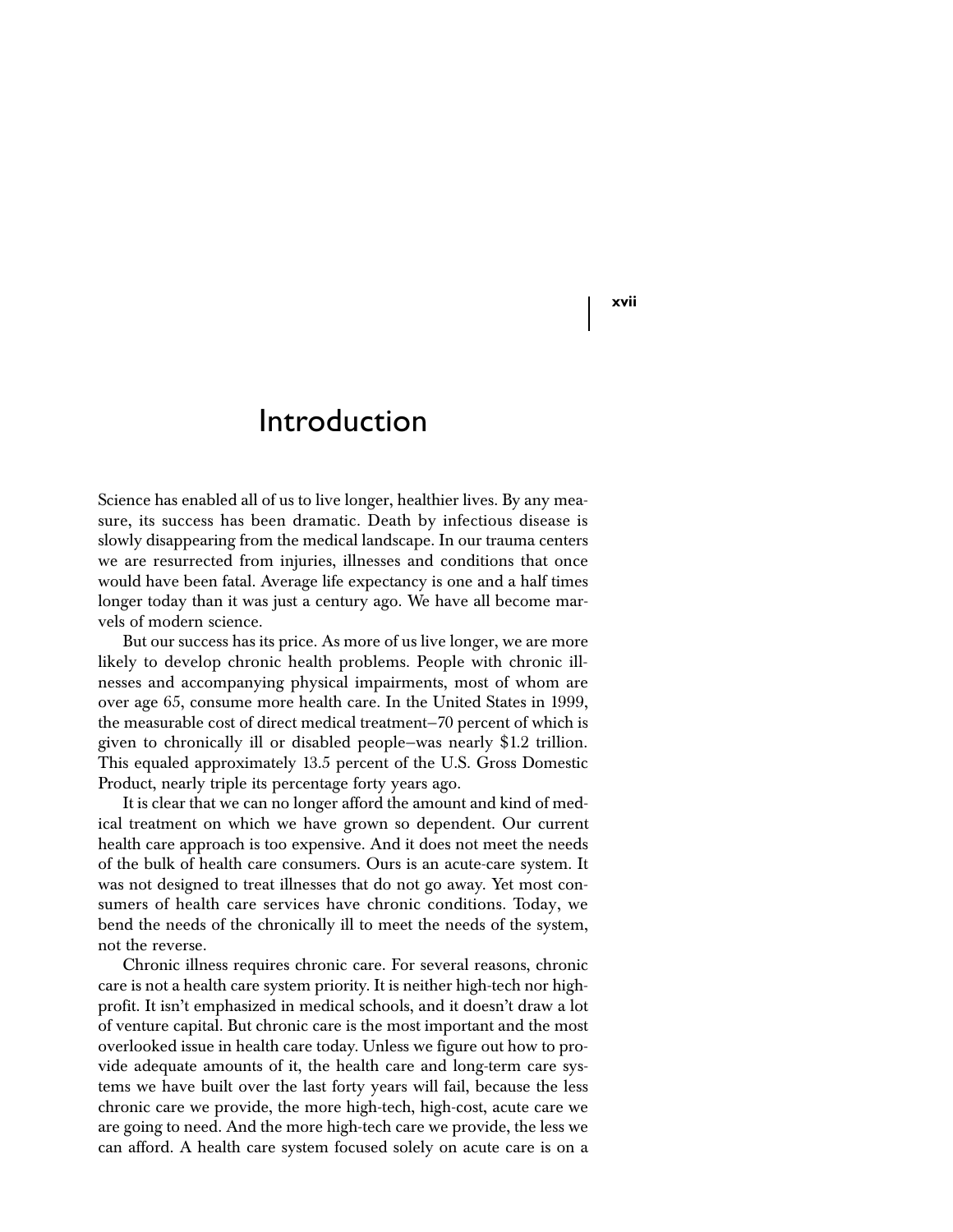# Introduction

Science has enabled all of us to live longer, healthier lives. By any measure, its success has been dramatic. Death by infectious disease is slowly disappearing from the medical landscape. In our trauma centers we are resurrected from injuries, illnesses and conditions that once would have been fatal. Average life expectancy is one and a half times longer today than it was just a century ago. We have all become marvels of modern science.

But our success has its price. As more of us live longer, we are more likely to develop chronic health problems. People with chronic illnesses and accompanying physical impairments, most of whom are over age 65, consume more health care. In the United States in 1999, the measurable cost of direct medical treatment—70 percent of which is given to chronically ill or disabled people—was nearly $1.2 trillion. This equaled approximately 13.5 percent of the U.S. Gross Domestic Product, nearly triple its percentage forty years ago.

It is clear that we can no longer afford the amount and kind of medical treatment on which we have grown so dependent. Our current health care approach is too expensive. And it does not meet the needs of the bulk of health care consumers. Ours is an acute-care system. It was not designed to treat illnesses that do not go away. Yet most consumers of health care services have chronic conditions. Today, we bend the needs of the chronically ill to meet the needs of the system, not the reverse.

Chronic illness requires chronic care. For several reasons, chronic care is not a health care system priority. It is neither high-tech nor high-profit. It isn't emphasized in medical schools, and it doesn't draw a lot of venture capital. But chronic care is the most important and the most overlooked issue in health care today. Unless we figure out how to provide adequate amounts of it, the health care and long-term care systems we have built over the last forty years will fail, because the less chronic care we provide, the more high-tech, high-cost, acute care we are going to need. And the more high-tech care we provide, the less we can afford. A health care system focused solely on acute care is on a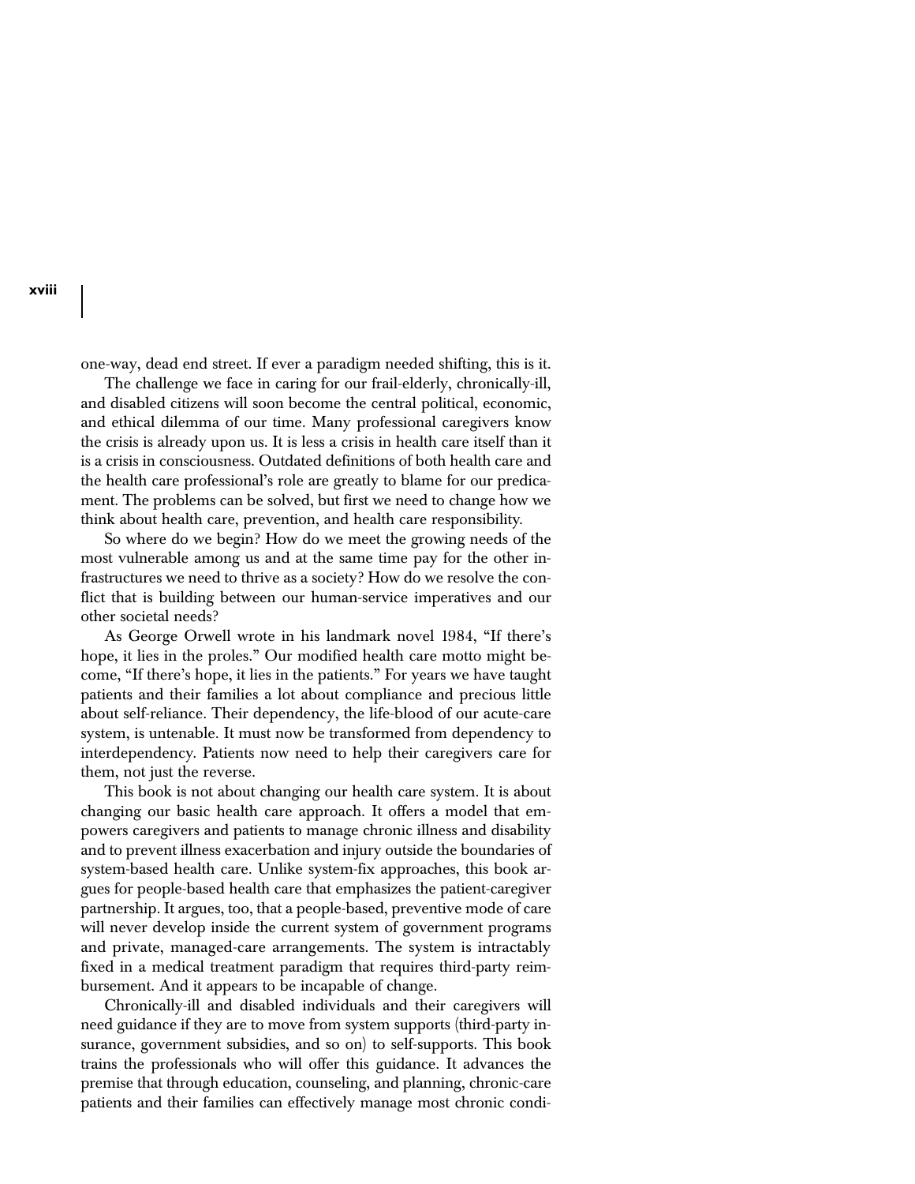one-way, dead end street. If ever a paradigm needed shifting, this is it.

The challenge we face in caring for our frail-elderly, chronically-ill, and disabled citizens will soon become the central political, economic, and ethical dilemma of our time. Many professional caregivers know the crisis is already upon us. It is less a crisis in health care itself than it is a crisis in consciousness. Outdated definitions of both health care and the health care professional's role are greatly to blame for our predicament. The problems can be solved, but first we need to change how we think about health care, prevention, and health care responsibility.

So where do we begin? How do we meet the growing needs of the most vulnerable among us and at the same time pay for the other infrastructures we need to thrive as a society? How do we resolve the conflict that is building between our human-service imperatives and our other societal needs?

As George Orwell wrote in his landmark novel 1984, "If there's hope, it lies in the proles." Our modified health care motto might become, "If there's hope, it lies in the patients." For years we have taught patients and their families a lot about compliance and precious little about self-reliance. Their dependency, the life-blood of our acute-care system, is untenable. It must now be transformed from dependency to interdependency. Patients now need to help their caregivers care for them, not just the reverse.

This book is not about changing our health care system. It is about changing our basic health care approach. It offers a model that empowers caregivers and patients to manage chronic illness and disability and to prevent illness exacerbation and injury outside the boundaries of system-based health care. Unlike system-fix approaches, this book argues for people-based health care that emphasizes the patient-caregiver partnership. It argues, too, that a people-based, preventive mode of care will never develop inside the current system of government programs and private, managed-care arrangements. The system is intractably fixed in a medical treatment paradigm that requires third-party reimbursement. And it appears to be incapable of change.

Chronically-ill and disabled individuals and their caregivers will need guidance if they are to move from system supports (third-party insurance, government subsidies, and so on) to self-supports. This book trains the professionals who will offer this guidance. It advances the premise that through education, counseling, and planning, chronic-care patients and their families can effectively manage most chronic condi-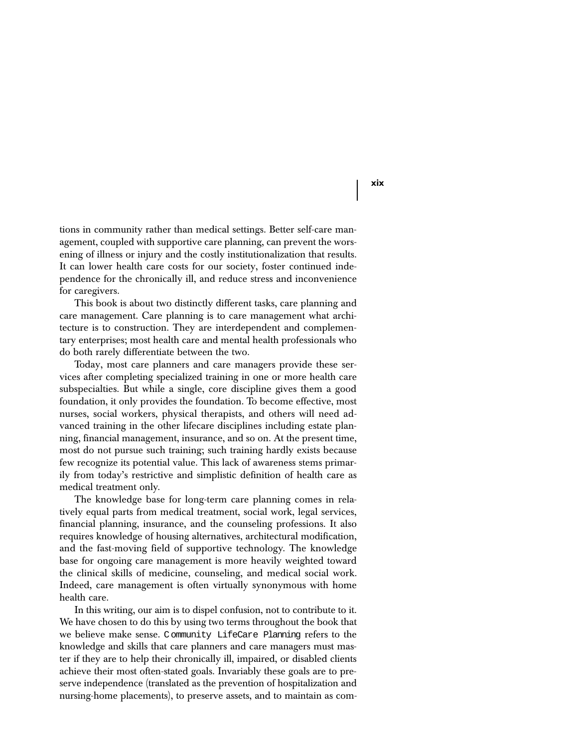tions in community rather than medical settings. Better self-care management, coupled with supportive care planning, can prevent the worsening of illness or injury and the costly institutionalization that results. It can lower health care costs for our society, foster continued independence for the chronically ill, and reduce stress and inconvenience for caregivers.

This book is about two distinctly different tasks, care planning and care management. Care planning is to care management what architecture is to construction. They are interdependent and complementary enterprises; most health care and mental health professionals who do both rarely differentiate between the two.

Today, most care planners and care managers provide these services after completing specialized training in one or more health care subspecialties. But while a single, core discipline gives them a good foundation, it only provides the foundation. To become effective, most nurses, social workers, physical therapists, and others will need advanced training in the other lifecare disciplines including estate planning, financial management, insurance, and so on. At the present time, most do not pursue such training; such training hardly exists because few recognize its potential value. This lack of awareness stems primarily from today's restrictive and simplistic definition of health care as medical treatment only.

The knowledge base for long-term care planning comes in relatively equal parts from medical treatment, social work, legal services, financial planning, insurance, and the counseling professions. It also requires knowledge of housing alternatives, architectural modification, and the fast-moving field of supportive technology. The knowledge base for ongoing care management is more heavily weighted toward the clinical skills of medicine, counseling, and medical social work. Indeed, care management is often virtually synonymous with home health care.

In this writing, our aim is to dispel confusion, not to contribute to it. We have chosen to do this by using two terms throughout the book that we believe make sense. `Community LifeCare Planning` refers to the knowledge and skills that care planners and care managers must master if they are to help their chronically ill, impaired, or disabled clients achieve their most often-stated goals. Invariably these goals are to preserve independence (translated as the prevention of hospitalization and nursing-home placements), to preserve assets, and to maintain as com-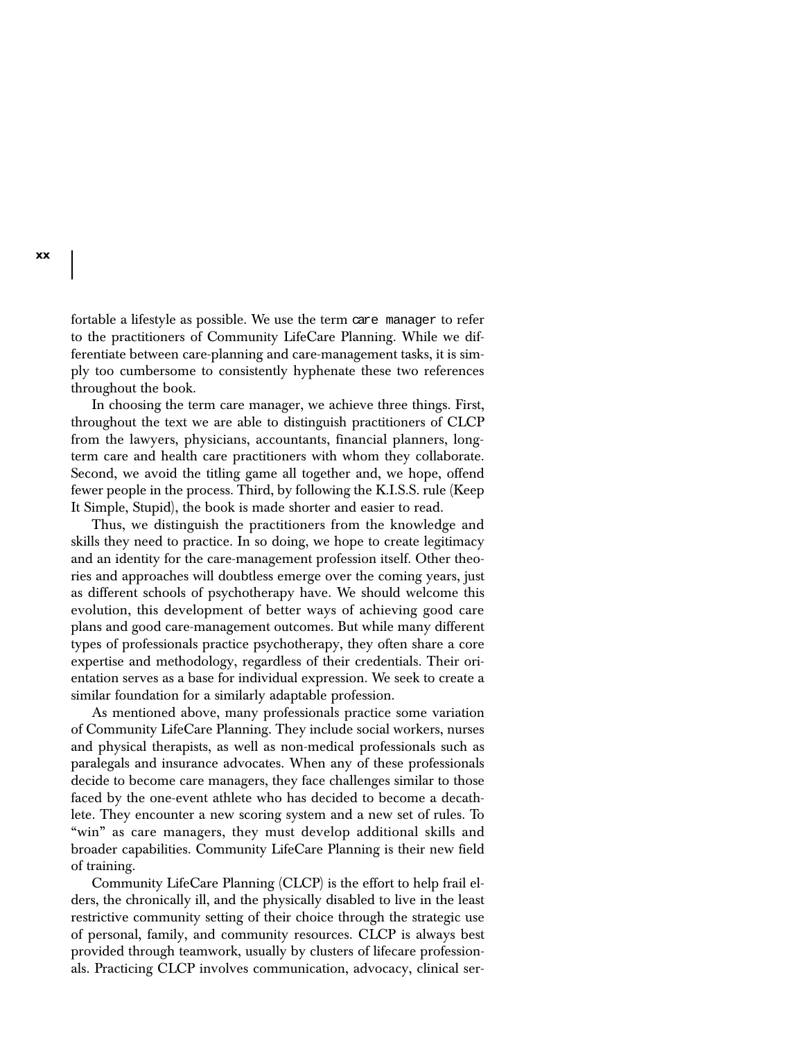fortable a lifestyle as possible. We use the term `care manager` to refer to the practitioners of Community LifeCare Planning. While we differentiate between care-planning and care-management tasks, it is simply too cumbersome to consistently hyphenate these two references throughout the book.

In choosing the term care manager, we achieve three things. First, throughout the text we are able to distinguish practitioners of CLCP from the lawyers, physicians, accountants, financial planners, long-term care and health care practitioners with whom they collaborate. Second, we avoid the titling game all together and, we hope, offend fewer people in the process. Third, by following the K.I.S.S. rule (Keep It Simple, Stupid), the book is made shorter and easier to read.

Thus, we distinguish the practitioners from the knowledge and skills they need to practice. In so doing, we hope to create legitimacy and an identity for the care-management profession itself. Other theories and approaches will doubtless emerge over the coming years, just as different schools of psychotherapy have. We should welcome this evolution, this development of better ways of achieving good care plans and good care-management outcomes. But while many different types of professionals practice psychotherapy, they often share a core expertise and methodology, regardless of their credentials. Their orientation serves as a base for individual expression. We seek to create a similar foundation for a similarly adaptable profession.

As mentioned above, many professionals practice some variation of Community LifeCare Planning. They include social workers, nurses and physical therapists, as well as non-medical professionals such as paralegals and insurance advocates. When any of these professionals decide to become care managers, they face challenges similar to those faced by the one-event athlete who has decided to become a decathlete. They encounter a new scoring system and a new set of rules. To "win" as care managers, they must develop additional skills and broader capabilities. Community LifeCare Planning is their new field of training.

Community LifeCare Planning (CLCP) is the effort to help frail elders, the chronically ill, and the physically disabled to live in the least restrictive community setting of their choice through the strategic use of personal, family, and community resources. CLCP is always best provided through teamwork, usually by clusters of lifecare professionals. Practicing CLCP involves communication, advocacy, clinical ser-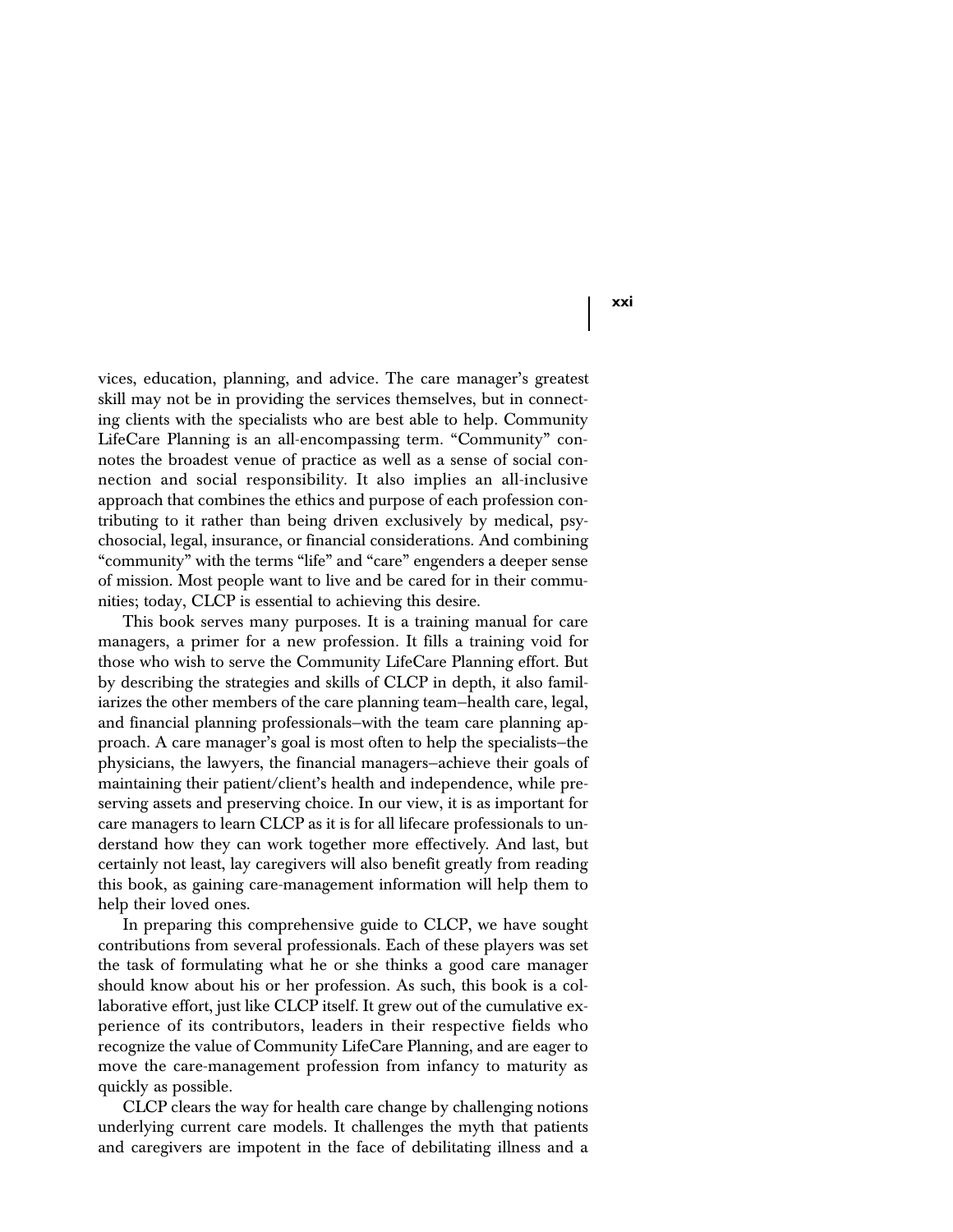vices, education, planning, and advice. The care manager's greatest skill may not be in providing the services themselves, but in connecting clients with the specialists who are best able to help. Community LifeCare Planning is an all-encompassing term. "Community" connotes the broadest venue of practice as well as a sense of social connection and social responsibility. It also implies an all-inclusive approach that combines the ethics and purpose of each profession contributing to it rather than being driven exclusively by medical, psychosocial, legal, insurance, or financial considerations. And combining "community" with the terms "life" and "care" engenders a deeper sense of mission. Most people want to live and be cared for in their communities; today, CLCP is essential to achieving this desire.

This book serves many purposes. It is a training manual for care managers, a primer for a new profession. It fills a training void for those who wish to serve the Community LifeCare Planning effort. But by describing the strategies and skills of CLCP in depth, it also familiarizes the other members of the care planning team—health care, legal, and financial planning professionals—with the team care planning approach. A care manager's goal is most often to help the specialists—the physicians, the lawyers, the financial managers—achieve their goals of maintaining their patient/client's health and independence, while preserving assets and preserving choice. In our view, it is as important for care managers to learn CLCP as it is for all lifecare professionals to understand how they can work together more effectively. And last, but certainly not least, lay caregivers will also benefit greatly from reading this book, as gaining care-management information will help them to help their loved ones.

In preparing this comprehensive guide to CLCP, we have sought contributions from several professionals. Each of these players was set the task of formulating what he or she thinks a good care manager should know about his or her profession. As such, this book is a collaborative effort, just like CLCP itself. It grew out of the cumulative experience of its contributors, leaders in their respective fields who recognize the value of Community LifeCare Planning, and are eager to move the care-management profession from infancy to maturity as quickly as possible.

CLCP clears the way for health care change by challenging notions underlying current care models. It challenges the myth that patients and caregivers are impotent in the face of debilitating illness and a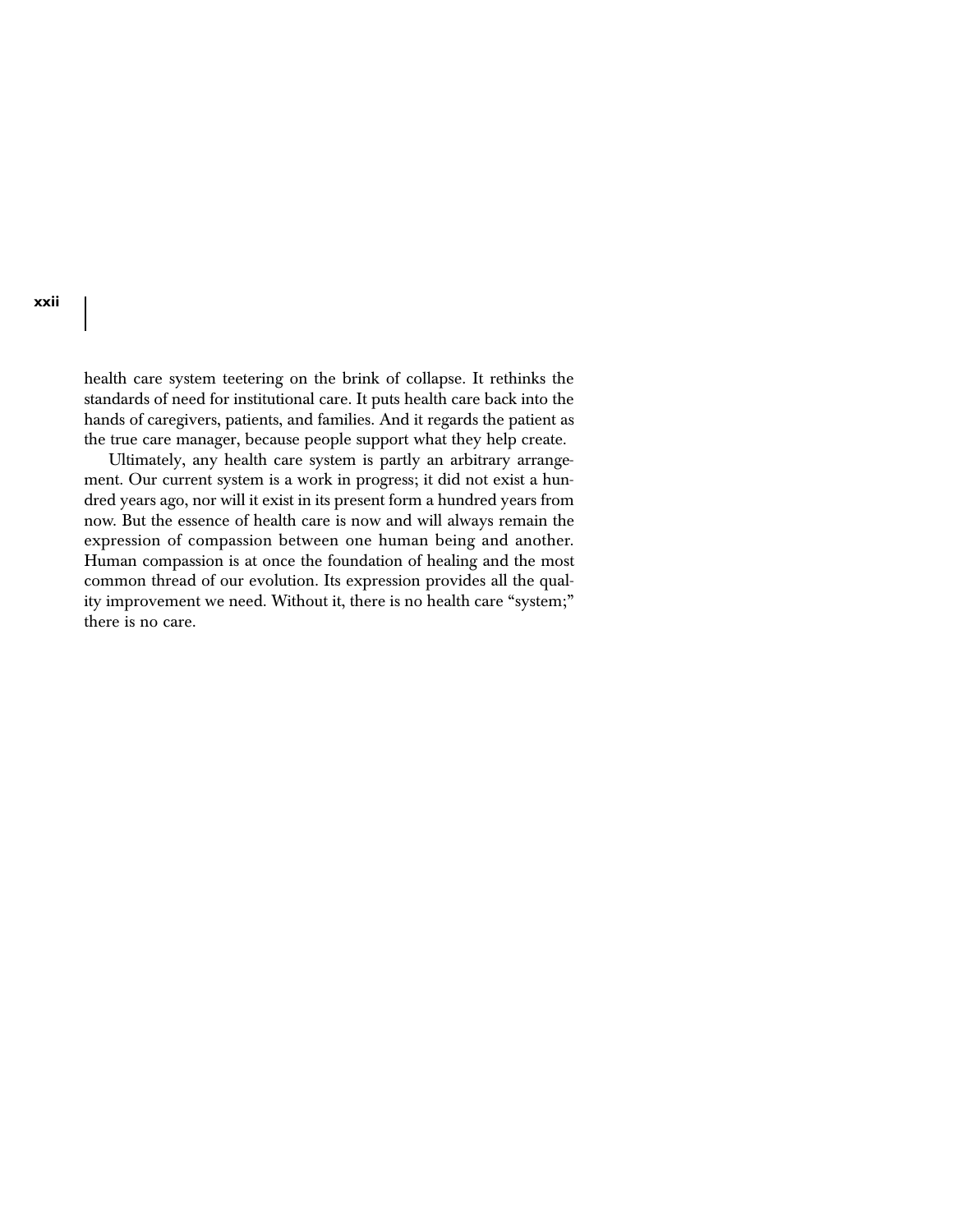health care system teetering on the brink of collapse. It rethinks the standards of need for institutional care. It puts health care back into the hands of caregivers, patients, and families. And it regards the patient as the true care manager, because people support what they help create.

Ultimately, any health care system is partly an arbitrary arrangement. Our current system is a work in progress; it did not exist a hundred years ago, nor will it exist in its present form a hundred years from now. But the essence of health care is now and will always remain the expression of compassion between one human being and another. Human compassion is at once the foundation of healing and the most common thread of our evolution. Its expression provides all the quality improvement we need. Without it, there is no health care "system;" there is no care.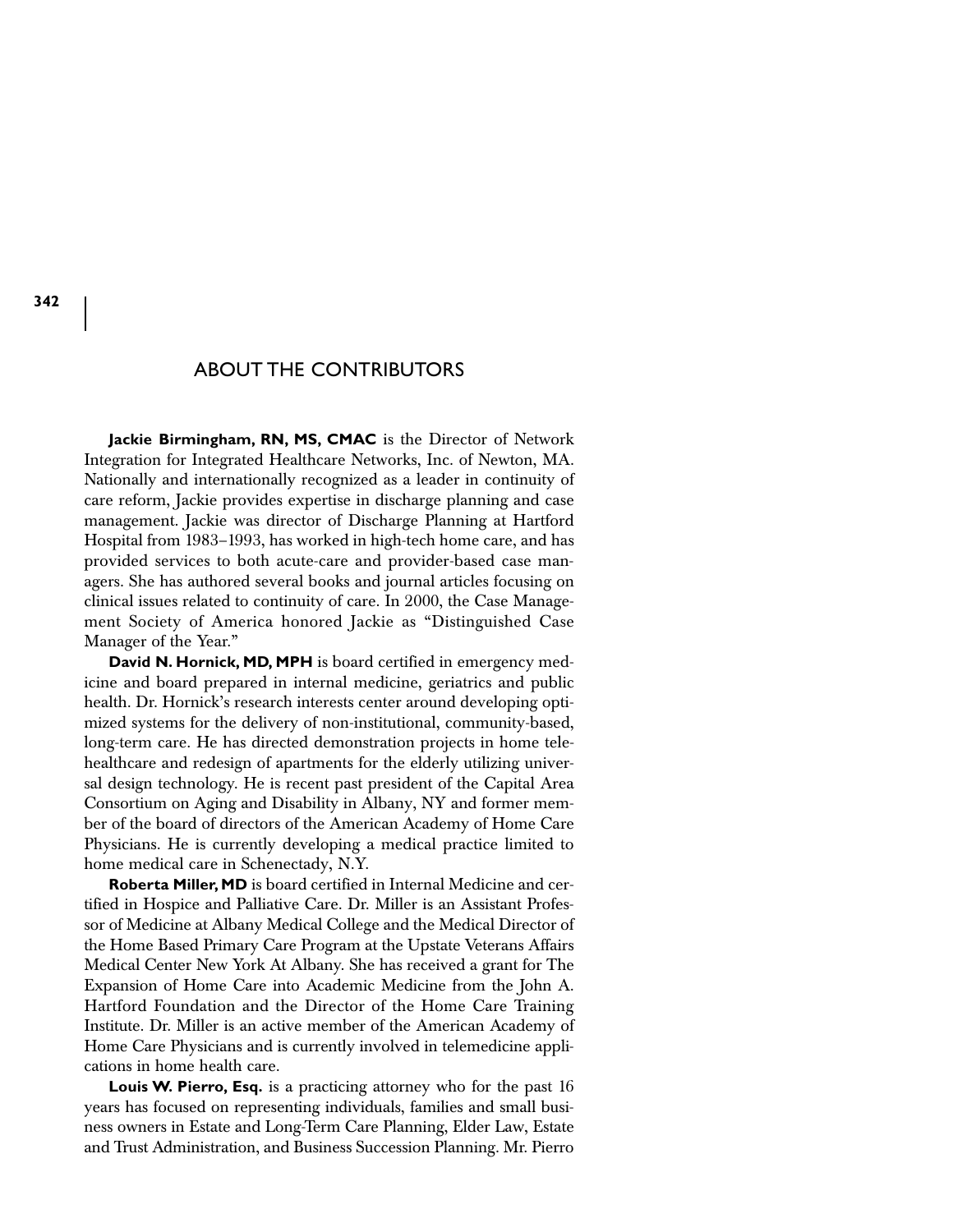# ABOUT THE CONTRIBUTORS

**Jackie Birmingham, RN, MS, CMAC** is the Director of Network Integration for Integrated Healthcare Networks, Inc. of Newton, MA. Nationally and internationally recognized as a leader in continuity of care reform, Jackie provides expertise in discharge planning and case management. Jackie was director of Discharge Planning at Hartford Hospital from 1983–1993, has worked in high-tech home care, and has provided services to both acute-care and provider-based case managers. She has authored several books and journal articles focusing on clinical issues related to continuity of care. In 2000, the Case Management Society of America honored Jackie as "Distinguished Case Manager of the Year."

**David N. Hornick, MD, MPH** is board certified in emergency medicine and board prepared in internal medicine, geriatrics and public health. Dr. Hornick's research interests center around developing optimized systems for the delivery of non-institutional, community-based, long-term care. He has directed demonstration projects in home telehealthcare and redesign of apartments for the elderly utilizing universal design technology. He is recent past president of the Capital Area Consortium on Aging and Disability in Albany, NY and former member of the board of directors of the American Academy of Home Care Physicians. He is currently developing a medical practice limited to home medical care in Schenectady, N.Y.

**Roberta Miller, MD** is board certified in Internal Medicine and certified in Hospice and Palliative Care. Dr. Miller is an Assistant Professor of Medicine at Albany Medical College and the Medical Director of the Home Based Primary Care Program at the Upstate Veterans Affairs Medical Center New York At Albany. She has received a grant for The Expansion of Home Care into Academic Medicine from the John A. Hartford Foundation and the Director of the Home Care Training Institute. Dr. Miller is an active member of the American Academy of Home Care Physicians and is currently involved in telemedicine applications in home health care.

**Louis W. Pierro, Esq.** is a practicing attorney who for the past 16 years has focused on representing individuals, families and small business owners in Estate and Long-Term Care Planning, Elder Law, Estate and Trust Administration, and Business Succession Planning. Mr. Pierro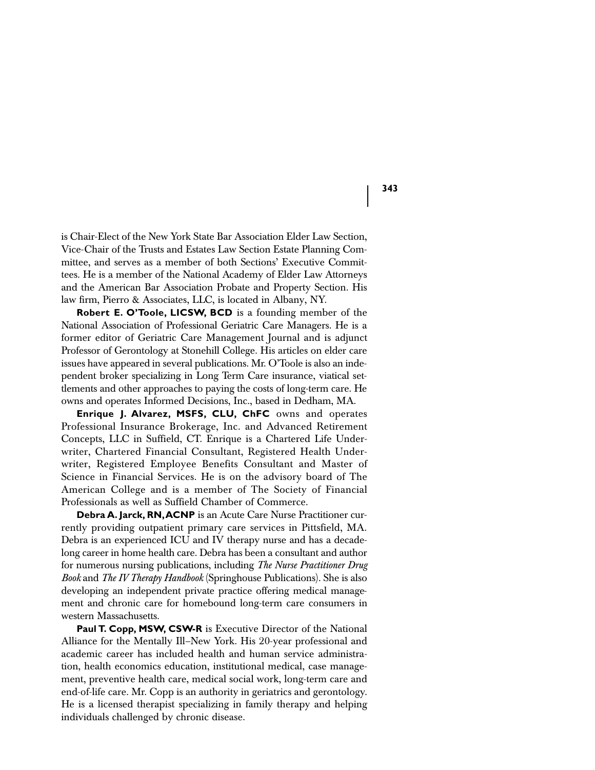is Chair-Elect of the New York State Bar Association Elder Law Section, Vice-Chair of the Trusts and Estates Law Section Estate Planning Committee, and serves as a member of both Sections' Executive Committees. He is a member of the National Academy of Elder Law Attorneys and the American Bar Association Probate and Property Section. His law firm, Pierro & Associates, LLC, is located in Albany, NY.

**Robert E. O'Toole, LICSW, BCD** is a founding member of the National Association of Professional Geriatric Care Managers. He is a former editor of Geriatric Care Management Journal and is adjunct Professor of Gerontology at Stonehill College. His articles on elder care issues have appeared in several publications. Mr. O'Toole is also an independent broker specializing in Long Term Care insurance, viatical settlements and other approaches to paying the costs of long-term care. He owns and operates Informed Decisions, Inc., based in Dedham, MA.

**Enrique J. Alvarez, MSFS, CLU, ChFC** owns and operates Professional Insurance Brokerage, Inc. and Advanced Retirement Concepts, LLC in Suffield, CT. Enrique is a Chartered Life Underwriter, Chartered Financial Consultant, Registered Health Underwriter, Registered Employee Benefits Consultant and Master of Science in Financial Services. He is on the advisory board of The American College and is a member of The Society of Financial Professionals as well as Suffield Chamber of Commerce.

**Debra A. Jarck, RN, ACNP** is an Acute Care Nurse Practitioner currently providing outpatient primary care services in Pittsfield, MA. Debra is an experienced ICU and IV therapy nurse and has a decade-long career in home health care. Debra has been a consultant and author for numerous nursing publications, including *The Nurse Practitioner Drug Book* and *The IV Therapy Handbook* (Springhouse Publications). She is also developing an independent private practice offering medical management and chronic care for homebound long-term care consumers in western Massachusetts.

**Paul T. Copp, MSW, CSW-R** is Executive Director of the National Alliance for the Mentally Ill–New York. His 20-year professional and academic career has included health and human service administration, health economics education, institutional medical, case management, preventive health care, medical social work, long-term care and end-of-life care. Mr. Copp is an authority in geriatrics and gerontology. He is a licensed therapist specializing in family therapy and helping individuals challenged by chronic disease.